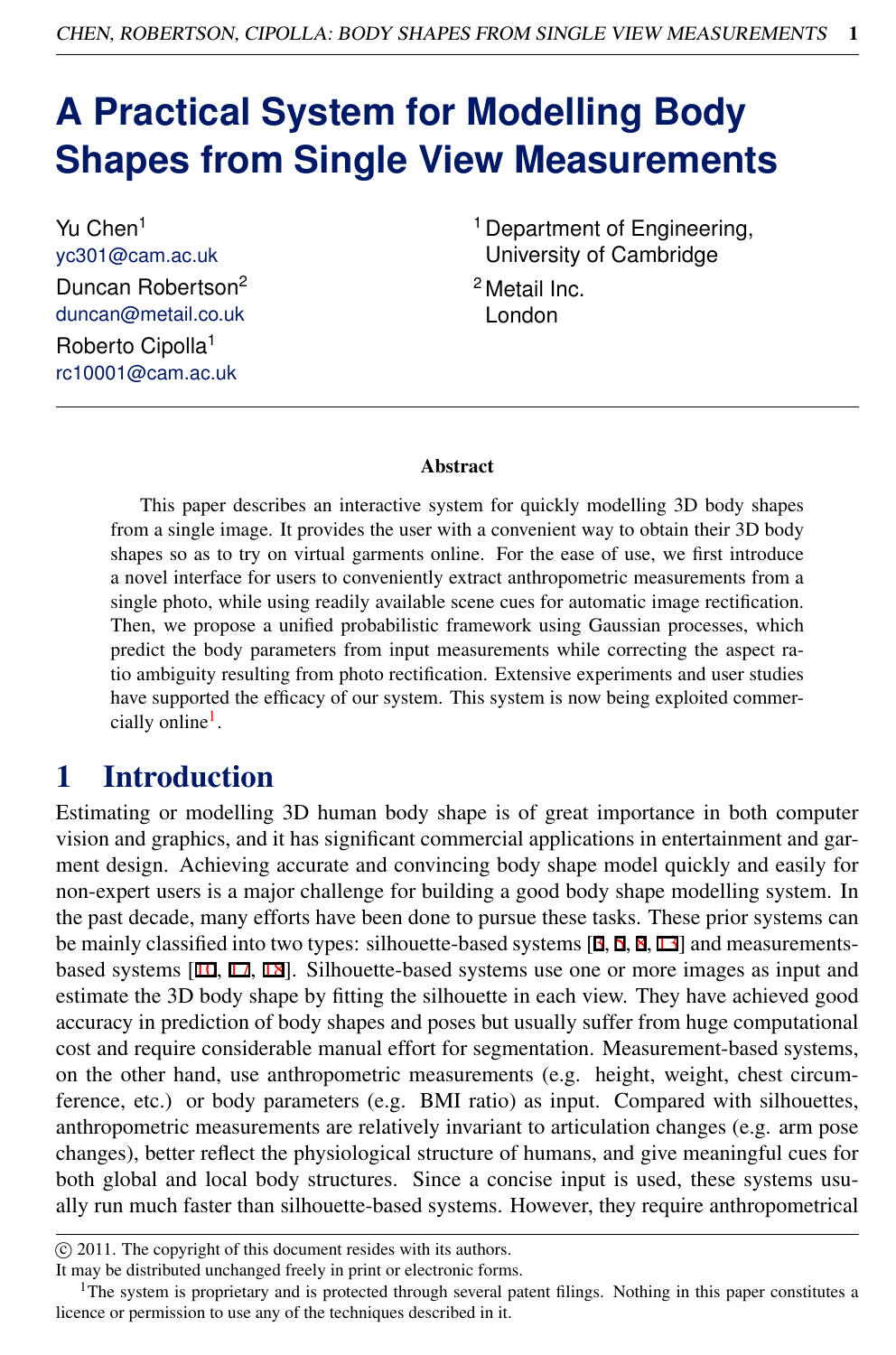# A Practical System for Modelling Body Shapes from Single View Measurements

Yu Chen[1]
yc301@cam.ac.uk

Duncan Robertson[2]
duncan@metail.co.uk

Roberto Cipolla[1]
rc10001@cam.ac.uk

[1] Department of Engineering, University of Cambridge

[2] Metail Inc. London

## Abstract

This paper describes an interactive system for quickly modelling 3D body shapes from a single image. It provides the user with a convenient way to obtain their 3D body shapes so as to try on virtual garments online. For the ease of use, we first introduce a novel interface for users to conveniently extract anthropometric measurements from a single photo, while using readily available scene cues for automatic image rectification. Then, we propose a unified probabilistic framework using Gaussian processes, which predict the body parameters from input measurements while correcting the aspect ratio ambiguity resulting from photo rectification. Extensive experiments and user studies have supported the efficacy of our system. This system is now being exploited commercially online[1].

# 1 Introduction

Estimating or modelling 3D human body shape is of great importance in both computer vision and graphics, and it has significant commercial applications in entertainment and garment design. Achieving accurate and convincing body shape model quickly and easily for non-expert users is a major challenge for building a good body shape modelling system. In the past decade, many efforts have been done to pursue these tasks. These prior systems can be mainly classified into two types: silhouette-based systems [3, 5, 8, 13] and measurements-based systems [10, 17, 18]. Silhouette-based systems use one or more images as input and estimate the 3D body shape by fitting the silhouette in each view. They have achieved good accuracy in prediction of body shapes and poses but usually suffer from huge computational cost and require considerable manual effort for segmentation. Measurement-based systems, on the other hand, use anthropometric measurements (e.g. height, weight, chest circumference, etc.) or body parameters (e.g. BMI ratio) as input. Compared with silhouettes, anthropometric measurements are relatively invariant to articulation changes (e.g. arm pose changes), better reflect the physiological structure of humans, and give meaningful cues for both global and local body structures. Since a concise input is used, these systems usually run much faster than silhouette-based systems. However, they require anthropometrical

© 2011. The copyright of this document resides with its authors.
It may be distributed unchanged freely in print or electronic forms.

[1] The system is proprietary and is protected through several patent filings. Nothing in this paper constitutes a licence or permission to use any of the techniques described in it.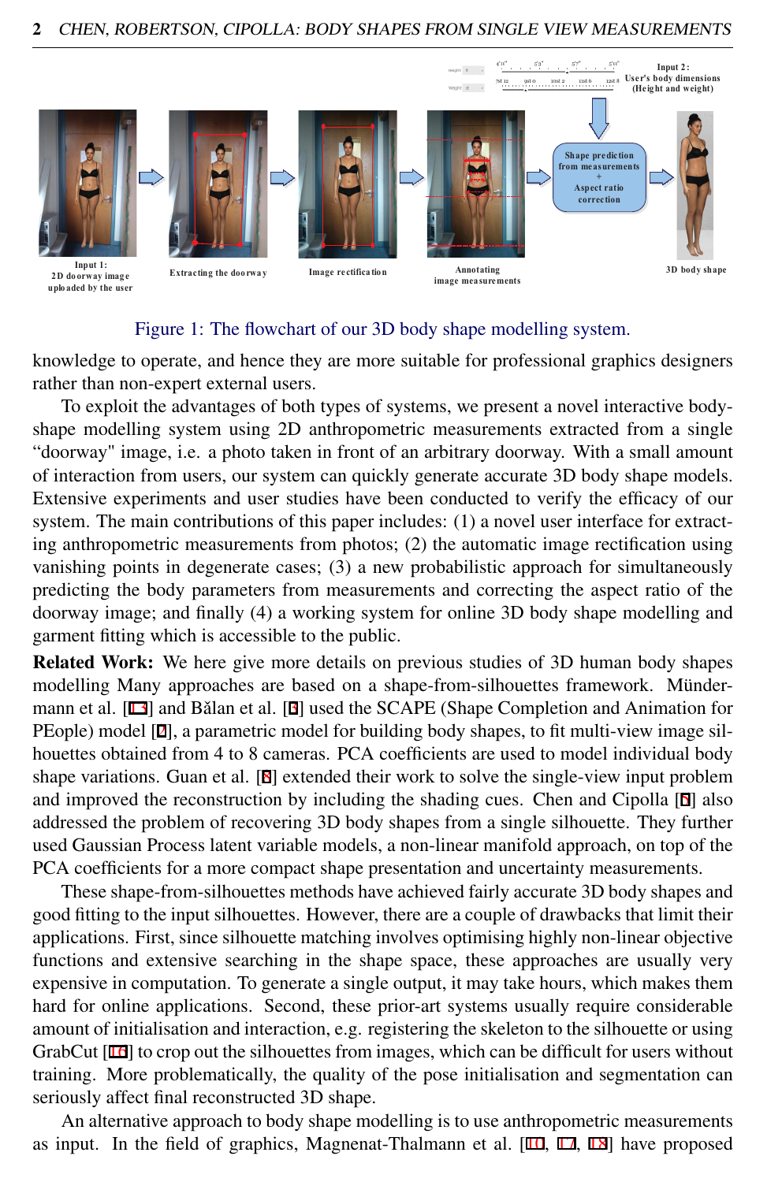Figure 1: The flowchart of our 3D body shape modelling system.

knowledge to operate, and hence they are more suitable for professional graphics designers rather than non-expert external users.

To exploit the advantages of both types of systems, we present a novel interactive body-shape modelling system using 2D anthropometric measurements extracted from a single "doorway" image, i.e. a photo taken in front of an arbitrary doorway. With a small amount of interaction from users, our system can quickly generate accurate 3D body shape models. Extensive experiments and user studies have been conducted to verify the efficacy of our system. The main contributions of this paper includes: (1) a novel user interface for extracting anthropometric measurements from photos; (2) the automatic image rectification using vanishing points in degenerate cases; (3) a new probabilistic approach for simultaneously predicting the body parameters from measurements and correcting the aspect ratio of the doorway image; and finally (4) a working system for online 3D body shape modelling and garment fitting which is accessible to the public.

**Related Work:** We here give more details on previous studies of 3D human body shapes modelling Many approaches are based on a shape-from-silhouettes framework. Mündermann et al. [13] and Bălan et al. [3] used the SCAPE (Shape Completion and Animation for PEople) model [2], a parametric model for building body shapes, to fit multi-view image silhouettes obtained from 4 to 8 cameras. PCA coefficients are used to model individual body shape variations. Guan et al. [8] extended their work to solve the single-view input problem and improved the reconstruction by including the shading cues. Chen and Cipolla [5] also addressed the problem of recovering 3D body shapes from a single silhouette. They further used Gaussian Process latent variable models, a non-linear manifold approach, on top of the PCA coefficients for a more compact shape presentation and uncertainty measurements.

These shape-from-silhouettes methods have achieved fairly accurate 3D body shapes and good fitting to the input silhouettes. However, there are a couple of drawbacks that limit their applications. First, since silhouette matching involves optimising highly non-linear objective functions and extensive searching in the shape space, these approaches are usually very expensive in computation. To generate a single output, it may take hours, which makes them hard for online applications. Second, these prior-art systems usually require considerable amount of initialisation and interaction, e.g. registering the skeleton to the silhouette or using GrabCut [16] to crop out the silhouettes from images, which can be difficult for users without training. More problematically, the quality of the pose initialisation and segmentation can seriously affect final reconstructed 3D shape.

An alternative approach to body shape modelling is to use anthropometric measurements as input. In the field of graphics, Magnenat-Thalmann et al. [10, 17, 18] have proposed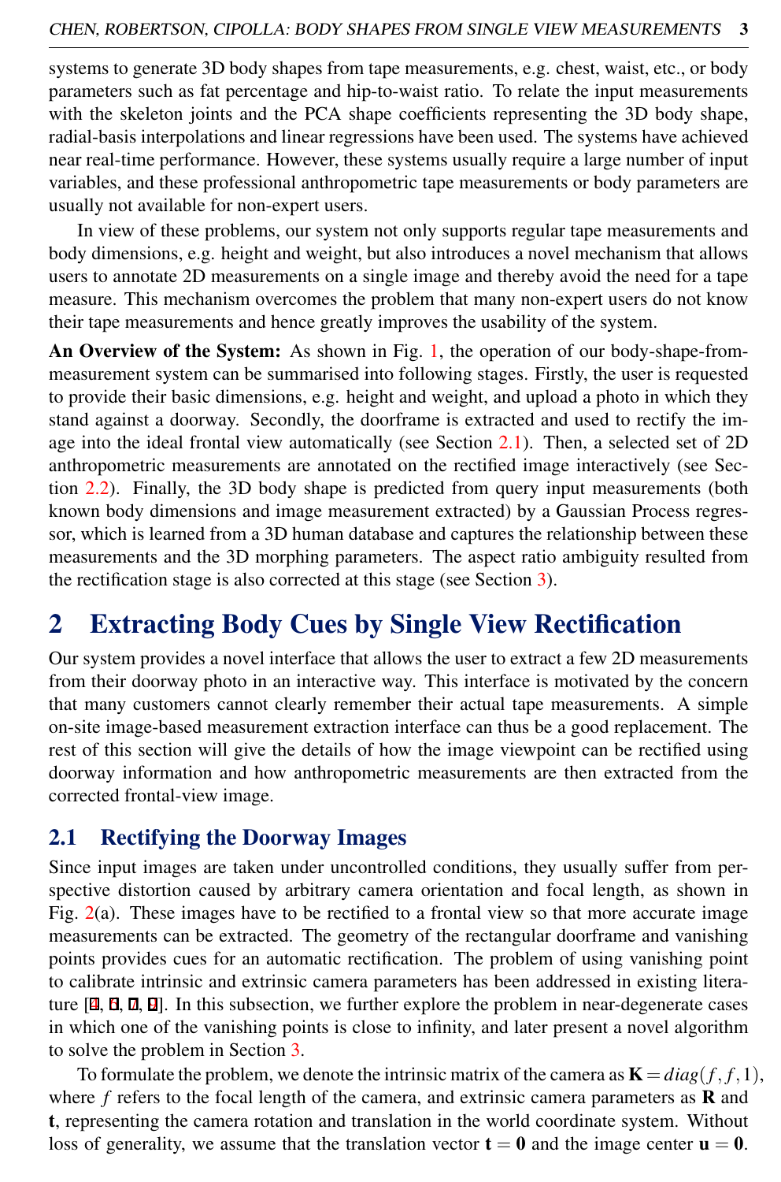systems to generate 3D body shapes from tape measurements, e.g. chest, waist, etc., or body parameters such as fat percentage and hip-to-waist ratio. To relate the input measurements with the skeleton joints and the PCA shape coefficients representing the 3D body shape, radial-basis interpolations and linear regressions have been used. The systems have achieved near real-time performance. However, these systems usually require a large number of input variables, and these professional anthropometric tape measurements or body parameters are usually not available for non-expert users.

In view of these problems, our system not only supports regular tape measurements and body dimensions, e.g. height and weight, but also introduces a novel mechanism that allows users to annotate 2D measurements on a single image and thereby avoid the need for a tape measure. This mechanism overcomes the problem that many non-expert users do not know their tape measurements and hence greatly improves the usability of the system.

**An Overview of the System:** As shown in Fig. 1, the operation of our body-shape-from-measurement system can be summarised into following stages. Firstly, the user is requested to provide their basic dimensions, e.g. height and weight, and upload a photo in which they stand against a doorway. Secondly, the doorframe is extracted and used to rectify the image into the ideal frontal view automatically (see Section 2.1). Then, a selected set of 2D anthropometric measurements are annotated on the rectified image interactively (see Section 2.2). Finally, the 3D body shape is predicted from query input measurements (both known body dimensions and image measurement extracted) by a Gaussian Process regressor, which is learned from a 3D human database and captures the relationship between these measurements and the 3D morphing parameters. The aspect ratio ambiguity resulted from the rectification stage is also corrected at this stage (see Section 3).

# 2 Extracting Body Cues by Single View Rectification

Our system provides a novel interface that allows the user to extract a few 2D measurements from their doorway photo in an interactive way. This interface is motivated by the concern that many customers cannot clearly remember their actual tape measurements. A simple on-site image-based measurement extraction interface can thus be a good replacement. The rest of this section will give the details of how the image viewpoint can be rectified using doorway information and how anthropometric measurements are then extracted from the corrected frontal-view image.

## 2.1 Rectifying the Doorway Images

Since input images are taken under uncontrolled conditions, they usually suffer from perspective distortion caused by arbitrary camera orientation and focal length, as shown in Fig. 2(a). These images have to be rectified to a frontal view so that more accurate image measurements can be extracted. The geometry of the rectangular doorframe and vanishing points provides cues for an automatic rectification. The problem of using vanishing point to calibrate intrinsic and extrinsic camera parameters has been addressed in existing literature [4, 6, 7, 9]. In this subsection, we further explore the problem in near-degenerate cases in which one of the vanishing points is close to infinity, and later present a novel algorithm to solve the problem in Section 3.

To formulate the problem, we denote the intrinsic matrix of the camera as $\mathbf{K} = diag(f, f, 1)$, where $f$ refers to the focal length of the camera, and extrinsic camera parameters as $\mathbf{R}$ and $\mathbf{t}$, representing the camera rotation and translation in the world coordinate system. Without loss of generality, we assume that the translation vector $\mathbf{t} = \mathbf{0}$ and the image center $\mathbf{u} = \mathbf{0}$.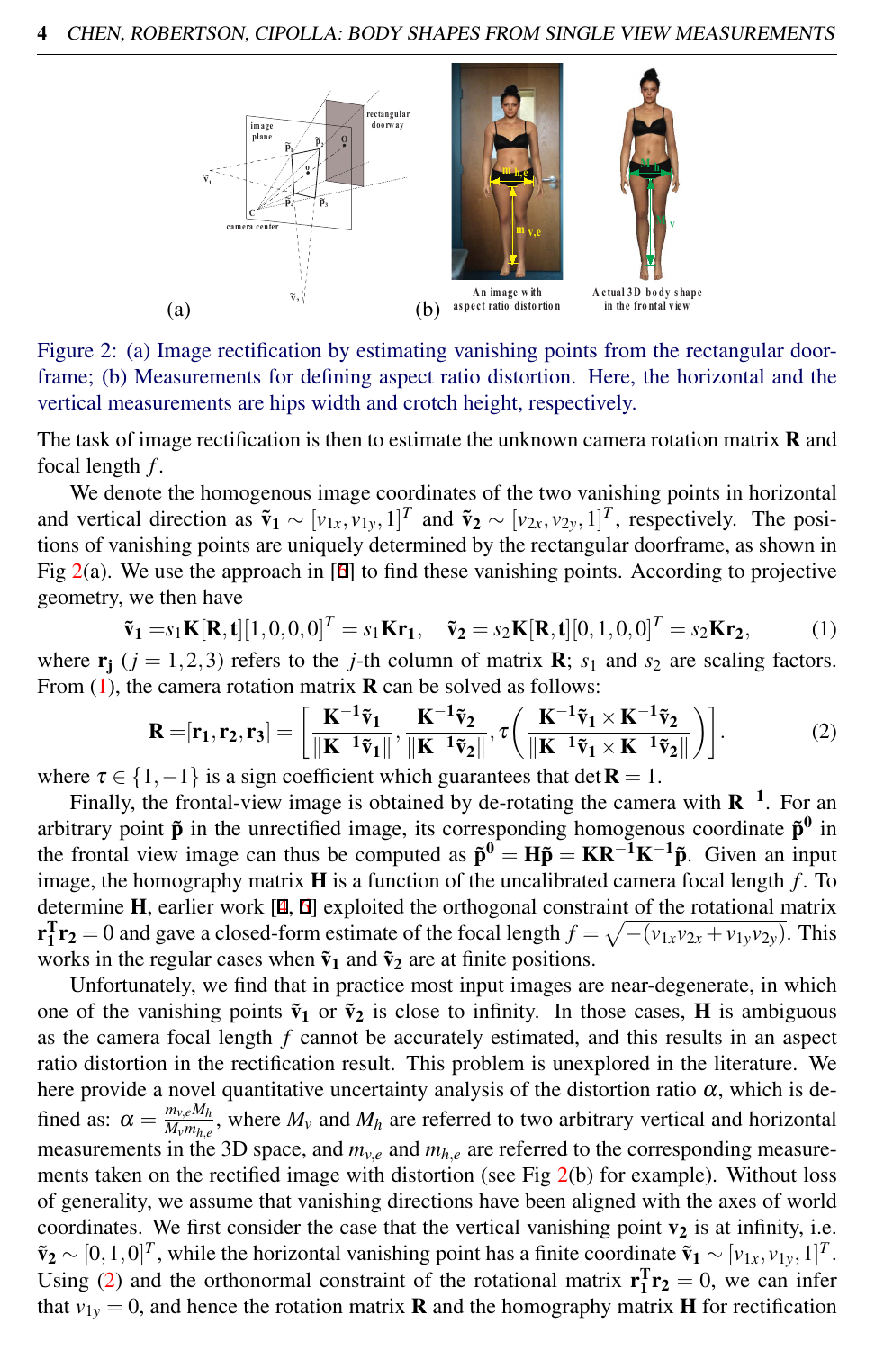Figure 2: (a) Image rectification by estimating vanishing points from the rectangular doorframe; (b) Measurements for defining aspect ratio distortion. Here, the horizontal and the vertical measurements are hips width and crotch height, respectively.

The task of image rectification is then to estimate the unknown camera rotation matrix $\mathbf{R}$ and focal length $f$.

We denote the homogenous image coordinates of the two vanishing points in horizontal and vertical direction as $\tilde{\mathbf{v}}_1 \sim [v_{1x}, v_{1y}, 1]^T$ and $\tilde{\mathbf{v}}_2 \sim [v_{2x}, v_{2y}, 1]^T$, respectively. The positions of vanishing points are uniquely determined by the rectangular doorframe, as shown in Fig 2(a). We use the approach in [6] to find these vanishing points. According to projective geometry, we then have

$$\tilde{\mathbf{v}}_1 = s_1\mathbf{K}[\mathbf{R},\mathbf{t}][1,0,0,0]^T = s_1\mathbf{K}\mathbf{r}_1, \quad \tilde{\mathbf{v}}_2 = s_2\mathbf{K}[\mathbf{R},\mathbf{t}][0,1,0,0]^T = s_2\mathbf{K}\mathbf{r}_2, \tag{1}$$

where $\mathbf{r}_j$ $(j = 1,2,3)$ refers to the $j$-th column of matrix $\mathbf{R}$; $s_1$ and $s_2$ are scaling factors. From (1), the camera rotation matrix $\mathbf{R}$ can be solved as follows:

$$\mathbf{R} = [\mathbf{r}_1, \mathbf{r}_2, \mathbf{r}_3] = \left[\frac{\mathbf{K}^{-1}\tilde{\mathbf{v}}_1}{\|\mathbf{K}^{-1}\tilde{\mathbf{v}}_1\|}, \frac{\mathbf{K}^{-1}\tilde{\mathbf{v}}_2}{\|\mathbf{K}^{-1}\tilde{\mathbf{v}}_2\|}, \tau\left(\frac{\mathbf{K}^{-1}\tilde{\mathbf{v}}_1 \times \mathbf{K}^{-1}\tilde{\mathbf{v}}_2}{\|\mathbf{K}^{-1}\tilde{\mathbf{v}}_1 \times \mathbf{K}^{-1}\tilde{\mathbf{v}}_2\|}\right)\right]. \tag{2}$$

where $\tau \in \{1, -1\}$ is a sign coefficient which guarantees that $\det \mathbf{R} = 1$.

Finally, the frontal-view image is obtained by de-rotating the camera with $\mathbf{R}^{-1}$. For an arbitrary point $\tilde{\mathbf{p}}$ in the unrectified image, its corresponding homogenous coordinate $\tilde{\mathbf{p}}^0$ in the frontal view image can thus be computed as $\tilde{\mathbf{p}}^0 = \mathbf{H}\tilde{\mathbf{p}} = \mathbf{K}\mathbf{R}^{-1}\mathbf{K}^{-1}\tilde{\mathbf{p}}$. Given an input image, the homography matrix $\mathbf{H}$ is a function of the uncalibrated camera focal length $f$. To determine $\mathbf{H}$, earlier work [4, 6] exploited the orthogonal constraint of the rotational matrix $\mathbf{r}_1^T\mathbf{r}_2 = 0$ and gave a closed-form estimate of the focal length $f = \sqrt{-(v_{1x}v_{2x} + v_{1y}v_{2y})}$. This works in the regular cases when $\tilde{\mathbf{v}}_1$ and $\tilde{\mathbf{v}}_2$ are at finite positions.

Unfortunately, we find that in practice most input images are near-degenerate, in which one of the vanishing points $\tilde{\mathbf{v}}_1$ or $\tilde{\mathbf{v}}_2$ is close to infinity. In those cases, $\mathbf{H}$ is ambiguous as the camera focal length $f$ cannot be accurately estimated, and this results in an aspect ratio distortion in the rectification result. This problem is unexplored in the literature. We here provide a novel quantitative uncertainty analysis of the distortion ratio $\alpha$, which is defined as: $\alpha = \frac{m_{v,e}M_h}{M_v m_{h,e}}$, where $M_v$ and $M_h$ are referred to two arbitrary vertical and horizontal measurements in the 3D space, and $m_{v,e}$ and $m_{h,e}$ are referred to the corresponding measurements taken on the rectified image with distortion (see Fig 2(b) for example). Without loss of generality, we assume that vanishing directions have been aligned with the axes of world coordinates. We first consider the case that the vertical vanishing point $\mathbf{v}_2$ is at infinity, i.e. $\tilde{\mathbf{v}}_2 \sim [0, 1, 0]^T$, while the horizontal vanishing point has a finite coordinate $\tilde{\mathbf{v}}_1 \sim [v_{1x}, v_{1y}, 1]^T$. Using (2) and the orthonormal constraint of the rotational matrix $\mathbf{r}_1^T\mathbf{r}_2 = 0$, we can infer that $v_{1y} = 0$, and hence the rotation matrix $\mathbf{R}$ and the homography matrix $\mathbf{H}$ for rectification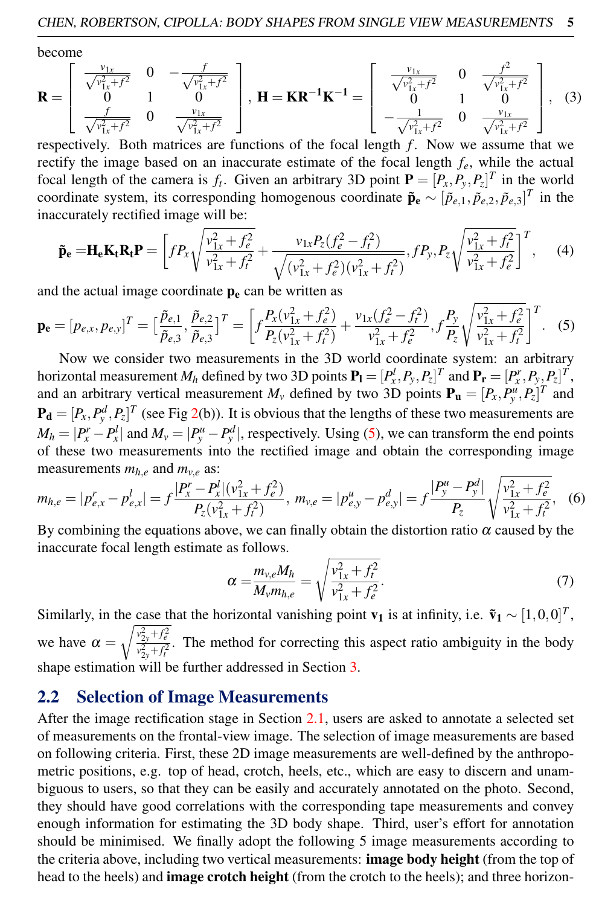become

$$\mathbf{R} = \begin{bmatrix} \frac{v_{1x}}{\sqrt{v_{1x}^2+f^2}} & 0 & -\frac{f}{\sqrt{v_{1x}^2+f^2}} \\ 0 & 1 & 0 \\ \frac{f}{\sqrt{v_{1x}^2+f^2}} & 0 & \frac{v_{1x}}{\sqrt{v_{1x}^2+f^2}} \end{bmatrix}, \ \mathbf{H} = \mathbf{K}\mathbf{R}^{-1}\mathbf{K}^{-1} = \begin{bmatrix} \frac{v_{1x}}{\sqrt{v_{1x}^2+f^2}} & 0 & \frac{f^2}{\sqrt{v_{1x}^2+f^2}} \\ 0 & 1 & 0 \\ -\frac{1}{\sqrt{v_{1x}^2+f^2}} & 0 & \frac{v_{1x}}{\sqrt{v_{1x}^2+f^2}} \end{bmatrix}, \quad (3)$$

respectively. Both matrices are functions of the focal length $f$. Now we assume that we rectify the image based on an inaccurate estimate of the focal length $f_e$, while the actual focal length of the camera is $f_t$. Given an arbitrary 3D point $\mathbf{P} = [P_x, P_y, P_z]^T$ in the world coordinate system, its corresponding homogenous coordinate $\tilde{\mathbf{p}}_\mathbf{e} \sim [\tilde{p}_{e,1}, \tilde{p}_{e,2}, \tilde{p}_{e,3}]^T$ in the inaccurately rectified image will be:

$$\tilde{\mathbf{p}}_\mathbf{e} = \mathbf{H_e K_t R_t P} = \left[ fP_x\sqrt{\frac{v_{1x}^2+f_e^2}{v_{1x}^2+f_t^2}} + \frac{v_{1x}P_z(f_e^2-f_t^2)}{\sqrt{(v_{1x}^2+f_e^2)(v_{1x}^2+f_t^2)}}, fP_y, P_z\sqrt{\frac{v_{1x}^2+f_t^2}{v_{1x}^2+f_e^2}} \right]^T, \quad (4)$$

and the actual image coordinate $\mathbf{p_e}$ can be written as

$$\mathbf{p_e} = [p_{e,x}, p_{e,y}]^T = [\frac{\tilde{p}_{e,1}}{\tilde{p}_{e,3}}, \frac{\tilde{p}_{e,2}}{\tilde{p}_{e,3}}]^T = \left[ f\frac{P_x(v_{1x}^2+f_e^2)}{P_z(v_{1x}^2+f_t^2)} + \frac{v_{1x}(f_e^2-f_t^2)}{v_{1x}^2+f_e^2}, f\frac{P_y}{P_z}\sqrt{\frac{v_{1x}^2+f_e^2}{v_{1x}^2+f_t^2}} \right]^T. \quad (5)$$

Now we consider two measurements in the 3D world coordinate system: an arbitrary horizontal measurement $M_h$ defined by two 3D points $\mathbf{P_l} = [P_x^l, P_y, P_z]^T$ and $\mathbf{P_r} = [P_x^r, P_y, P_z]^T$, and an arbitrary vertical measurement $M_v$ defined by two 3D points $\mathbf{P_u} = [P_x, P_y^u, P_z]^T$ and $\mathbf{P_d} = [P_x, P_y^d, P_z]^T$ (see Fig 2(b)). It is obvious that the lengths of these two measurements are $M_h = |P_x^r - P_x^l|$ and $M_v = |P_y^u - P_y^d|$, respectively. Using (5), we can transform the end points of these two measurements into the rectified image and obtain the corresponding image measurements $m_{h,e}$ and $m_{v,e}$ as:

$$m_{h,e} = |p_{e,x}^r - p_{e,x}^l| = f\frac{|P_x^r - P_x^l|(v_{1x}^2+f_e^2)}{P_z(v_{1x}^2+f_t^2)}, \ m_{v,e} = |p_{e,y}^u - p_{e,y}^d| = f\frac{|P_y^u - P_y^d|}{P_z}\sqrt{\frac{v_{1x}^2+f_e^2}{v_{1x}^2+f_t^2}}, \quad (6)$$

By combining the equations above, we can finally obtain the distortion ratio $\alpha$ caused by the inaccurate focal length estimate as follows.

$$\alpha = \frac{m_{v,e}M_h}{M_v m_{h,e}} = \sqrt{\frac{v_{1x}^2+f_t^2}{v_{1x}^2+f_e^2}}. \quad (7)$$

Similarly, in the case that the horizontal vanishing point $\mathbf{v_1}$ is at infinity, i.e. $\tilde{\mathbf{v}}_\mathbf{1} \sim [1,0,0]^T$, we have $\alpha = \sqrt{\frac{v_{2y}^2+f_e^2}{v_{2y}^2+f_t^2}}$. The method for correcting this aspect ratio ambiguity in the body shape estimation will be further addressed in Section 3.

## 2.2 Selection of Image Measurements

After the image rectification stage in Section 2.1, users are asked to annotate a selected set of measurements on the frontal-view image. The selection of image measurements are based on following criteria. First, these 2D image measurements are well-defined by the anthropometric positions, e.g. top of head, crotch, heels, etc., which are easy to discern and unambiguous to users, so that they can be easily and accurately annotated on the photo. Second, they should have good correlations with the corresponding tape measurements and convey enough information for estimating the 3D body shape. Third, user's effort for annotation should be minimised. We finally adopt the following 5 image measurements according to the criteria above, including two vertical measurements: **image body height** (from the top of head to the heels) and **image crotch height** (from the crotch to the heels); and three horizon-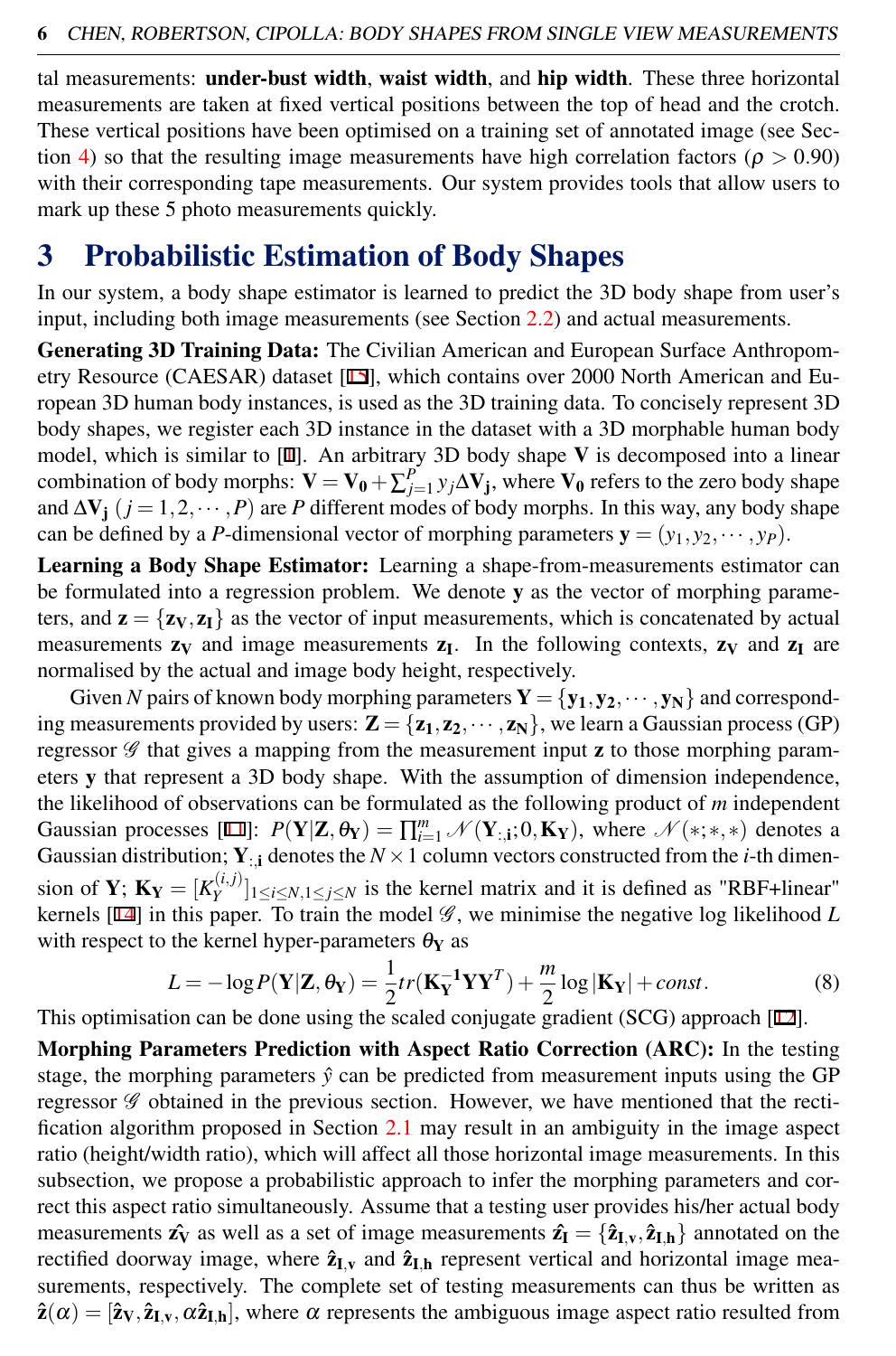tal measurements: **under-bust width**, **waist width**, and **hip width**. These three horizontal measurements are taken at fixed vertical positions between the top of head and the crotch. These vertical positions have been optimised on a training set of annotated image (see Section 4) so that the resulting image measurements have high correlation factors ($\rho > 0.90$) with their corresponding tape measurements. Our system provides tools that allow users to mark up these 5 photo measurements quickly.

# 3 Probabilistic Estimation of Body Shapes

In our system, a body shape estimator is learned to predict the 3D body shape from user's input, including both image measurements (see Section 2.2) and actual measurements.

**Generating 3D Training Data:** The Civilian American and European Surface Anthropometry Resource (CAESAR) dataset [15], which contains over 2000 North American and European 3D human body instances, is used as the 3D training data. To concisely represent 3D body shapes, we register each 3D instance in the dataset with a 3D morphable human body model, which is similar to [1]. An arbitrary 3D body shape $\mathbf{V}$ is decomposed into a linear combination of body morphs: $\mathbf{V} = \mathbf{V_0} + \sum_{j=1}^{P} y_j \Delta\mathbf{V_j}$, where $\mathbf{V_0}$ refers to the zero body shape and $\Delta\mathbf{V_j}$ $(j = 1, 2, \cdots, P)$ are $P$ different modes of body morphs. In this way, any body shape can be defined by a $P$-dimensional vector of morphing parameters $\mathbf{y} = (y_1, y_2, \cdots, y_P)$.

**Learning a Body Shape Estimator:** Learning a shape-from-measurements estimator can be formulated into a regression problem. We denote $\mathbf{y}$ as the vector of morphing parameters, and $\mathbf{z} = \{\mathbf{z_V}, \mathbf{z_I}\}$ as the vector of input measurements, which is concatenated by actual measurements $\mathbf{z_V}$ and image measurements $\mathbf{z_I}$. In the following contexts, $\mathbf{z_V}$ and $\mathbf{z_I}$ are normalised by the actual and image body height, respectively.

Given $N$ pairs of known body morphing parameters $\mathbf{Y} = \{\mathbf{y_1}, \mathbf{y_2}, \cdots, \mathbf{y_N}\}$ and corresponding measurements provided by users: $\mathbf{Z} = \{\mathbf{z_1}, \mathbf{z_2}, \cdots, \mathbf{z_N}\}$, we learn a Gaussian process (GP) regressor $\mathscr{G}$ that gives a mapping from the measurement input $\mathbf{z}$ to those morphing parameters $\mathbf{y}$ that represent a 3D body shape. With the assumption of dimension independence, the likelihood of observations can be formulated as the following product of $m$ independent Gaussian processes [11]: $P(\mathbf{Y}|\mathbf{Z}, \theta_\mathbf{Y}) = \prod_{i=1}^{m} \mathscr{N}(\mathbf{Y_{:,i}}; 0, \mathbf{K_Y})$, where $\mathscr{N}(*;*,*)$ denotes a Gaussian distribution; $\mathbf{Y_{:,i}}$ denotes the $N \times 1$ column vectors constructed from the $i$-th dimension of $\mathbf{Y}$; $\mathbf{K_Y} = [K_Y^{(i,j)}]_{1 \le i \le N, 1 \le j \le N}$ is the kernel matrix and it is defined as "RBF+linear" kernels [14] in this paper. To train the model $\mathscr{G}$, we minimise the negative log likelihood $L$ with respect to the kernel hyper-parameters $\theta_\mathbf{Y}$ as

$$L = -\log P(\mathbf{Y}|\mathbf{Z}, \theta_\mathbf{Y}) = \frac{1}{2} tr(\mathbf{K_Y^{-1}} \mathbf{Y}\mathbf{Y}^T) + \frac{m}{2} \log |\mathbf{K_Y}| + const. \tag{8}$$

This optimisation can be done using the scaled conjugate gradient (SCG) approach [12].

**Morphing Parameters Prediction with Aspect Ratio Correction (ARC):** In the testing stage, the morphing parameters $\hat{y}$ can be predicted from measurement inputs using the GP regressor $\mathscr{G}$ obtained in the previous section. However, we have mentioned that the rectification algorithm proposed in Section 2.1 may result in an ambiguity in the image aspect ratio (height/width ratio), which will affect all those horizontal image measurements. In this subsection, we propose a probabilistic approach to infer the morphing parameters and correct this aspect ratio simultaneously. Assume that a testing user provides his/her actual body measurements $\hat{\mathbf{z}}_\mathbf{V}$ as well as a set of image measurements $\hat{\mathbf{z}}_\mathbf{I} = \{\hat{\mathbf{z}}_\mathbf{I,v}, \hat{\mathbf{z}}_\mathbf{I,h}\}$ annotated on the rectified doorway image, where $\hat{\mathbf{z}}_\mathbf{I,v}$ and $\hat{\mathbf{z}}_\mathbf{I,h}$ represent vertical and horizontal image measurements, respectively. The complete set of testing measurements can thus be written as $\hat{\mathbf{z}}(\alpha) = [\hat{\mathbf{z}}_\mathbf{V}, \hat{\mathbf{z}}_\mathbf{I,v}, \alpha\hat{\mathbf{z}}_\mathbf{I,h}]$, where $\alpha$ represents the ambiguous image aspect ratio resulted from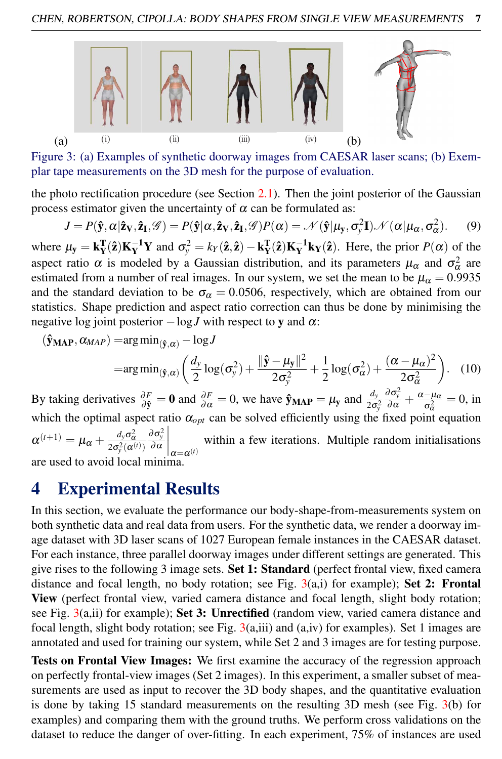Figure 3: (a) Examples of synthetic doorway images from CAESAR laser scans; (b) Exemplar tape measurements on the 3D mesh for the purpose of evaluation.

the photo rectification procedure (see Section 2.1). Then the joint posterior of the Gaussian process estimator given the uncertainty of $\alpha$ can be formulated as:

$$J = P(\hat{\mathbf{y}}, \alpha | \hat{\mathbf{z}}_{\mathbf{V}}, \hat{\mathbf{z}}_{\mathbf{I}}, \mathscr{G}) = P(\hat{\mathbf{y}} | \alpha, \hat{\mathbf{z}}_{\mathbf{V}}, \hat{\mathbf{z}}_{\mathbf{I}}, \mathscr{G}) P(\alpha) = \mathscr{N}(\hat{\mathbf{y}} | \mu_{\mathbf{y}}, \sigma_y^2 \mathbf{I}) \mathscr{N}(\alpha | \mu_\alpha, \sigma_\alpha^2). \quad (9)$$

where $\mu_{\mathbf{y}} = \mathbf{k}_{\mathbf{Y}}^{\mathbf{T}}(\hat{\mathbf{z}}) \mathbf{K}_{\mathbf{Y}}^{-1} \mathbf{Y}$ and $\sigma_y^2 = k_Y(\hat{\mathbf{z}}, \hat{\mathbf{z}}) - \mathbf{k}_{\mathbf{Y}}^{\mathbf{T}}(\hat{\mathbf{z}}) \mathbf{K}_{\mathbf{Y}}^{-1} \mathbf{k}_{\mathbf{Y}}(\hat{\mathbf{z}})$. Here, the prior $P(\alpha)$ of the aspect ratio $\alpha$ is modeled by a Gaussian distribution, and its parameters $\mu_\alpha$ and $\sigma_\alpha^2$ are estimated from a number of real images. In our system, we set the mean to be $\mu_\alpha = 0.9935$ and the standard deviation to be $\sigma_\alpha = 0.0506$, respectively, which are obtained from our statistics. Shape prediction and aspect ratio correction can thus be done by minimising the negative log joint posterior $-\log J$ with respect to $\mathbf{y}$ and $\alpha$:

$$\begin{aligned}
(\hat{\mathbf{y}}_{\mathbf{MAP}}, \alpha_{MAP}) &= \arg\min_{(\hat{\mathbf{y}}, \alpha)} -\log J \\
&= \arg\min_{(\hat{\mathbf{y}}, \alpha)} \left( \frac{d_y}{2} \log(\sigma_y^2) + \frac{\|\hat{\mathbf{y}} - \mu_{\mathbf{y}}\|^2}{2\sigma_y^2} + \frac{1}{2} \log(\sigma_\alpha^2) + \frac{(\alpha - \mu_\alpha)^2}{2\sigma_\alpha^2} \right). \quad (10)
\end{aligned}$$

By taking derivatives $\frac{\partial F}{\partial \hat{\mathbf{y}}} = \mathbf{0}$ and $\frac{\partial F}{\partial \alpha} = 0$, we have $\hat{\mathbf{y}}_{\mathbf{MAP}} = \mu_{\mathbf{y}}$ and $\frac{d_y}{2\sigma_y^2} \frac{\partial \sigma_y^2}{\partial \alpha} + \frac{\alpha - \mu_\alpha}{\sigma_\alpha^2} = 0$, in which the optimal aspect ratio $\alpha_{opt}$ can be solved efficiently using the fixed point equation $\alpha^{(t+1)} = \mu_\alpha + \frac{d_y \sigma_\alpha^2}{2\sigma_y^2(\alpha^{(t)})} \frac{\partial \sigma_y^2}{\partial \alpha}\Big|_{\alpha = \alpha^{(t)}}$ within a few iterations. Multiple random initialisations are used to avoid local minima.

# 4 Experimental Results

In this section, we evaluate the performance our body-shape-from-measurements system on both synthetic data and real data from users. For the synthetic data, we render a doorway image dataset with 3D laser scans of 1027 European female instances in the CAESAR dataset. For each instance, three parallel doorway images under different settings are generated. This give rises to the following 3 image sets. **Set 1: Standard** (perfect frontal view, fixed camera distance and focal length, no body rotation; see Fig. 3(a,i) for example); **Set 2: Frontal View** (perfect frontal view, varied camera distance and focal length, slight body rotation; see Fig. 3(a,ii) for example); **Set 3: Unrectified** (random view, varied camera distance and focal length, slight body rotation; see Fig. 3(a,iii) and (a,iv) for examples). Set 1 images are annotated and used for training our system, while Set 2 and 3 images are for testing purpose.

**Tests on Frontal View Images:** We first examine the accuracy of the regression approach on perfectly frontal-view images (Set 2 images). In this experiment, a smaller subset of measurements are used as input to recover the 3D body shapes, and the quantitative evaluation is done by taking 15 standard measurements on the resulting 3D mesh (see Fig. 3(b) for examples) and comparing them with the ground truths. We perform cross validations on the dataset to reduce the danger of over-fitting. In each experiment, 75% of instances are used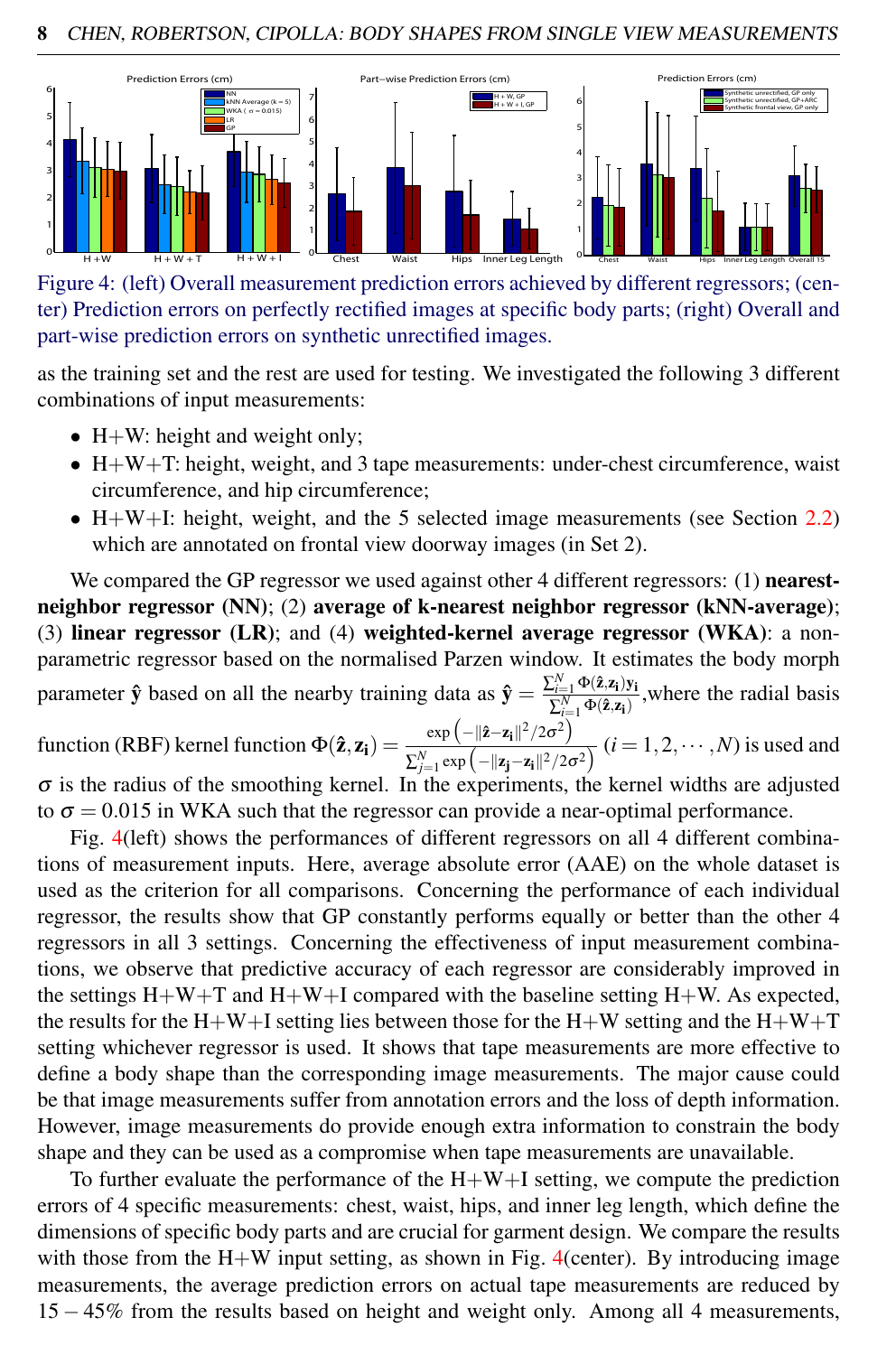Figure 4: (left) Overall measurement prediction errors achieved by different regressors; (center) Prediction errors on perfectly rectified images at specific body parts; (right) Overall and part-wise prediction errors on synthetic unrectified images.

as the training set and the rest are used for testing. We investigated the following 3 different combinations of input measurements:

- H+W: height and weight only;
- H+W+T: height, weight, and 3 tape measurements: under-chest circumference, waist circumference, and hip circumference;
- H+W+I: height, weight, and the 5 selected image measurements (see Section 2.2) which are annotated on frontal view doorway images (in Set 2).

We compared the GP regressor we used against other 4 different regressors: (1) **nearest-neighbor regressor (NN)**; (2) **average of k-nearest neighbor regressor (kNN-average)**; (3) **linear regressor (LR)**; and (4) **weighted-kernel average regressor (WKA)**: a non-parametric regressor based on the normalised Parzen window. It estimates the body morph parameter $\hat{\mathbf{y}}$ based on all the nearby training data as $\hat{\mathbf{y}} = \frac{\sum_{i=1}^{N} \Phi(\hat{\mathbf{z}}, \mathbf{z_i}) \mathbf{y_i}}{\sum_{i=1}^{N} \Phi(\hat{\mathbf{z}}, \mathbf{z_i})}$,where the radial basis function (RBF) kernel function $\Phi(\hat{\mathbf{z}}, \mathbf{z_i}) = \frac{\exp\left(-\|\hat{\mathbf{z}} - \mathbf{z_i}\|^2 / 2\sigma^2\right)}{\sum_{j=1}^{N} \exp\left(-\|\mathbf{z_j} - \mathbf{z_i}\|^2 / 2\sigma^2\right)}$ $(i = 1, 2, \cdots, N)$ is used and $\sigma$ is the radius of the smoothing kernel. In the experiments, the kernel widths are adjusted to $\sigma = 0.015$ in WKA such that the regressor can provide a near-optimal performance.

Fig. 4(left) shows the performances of different regressors on all 4 different combinations of measurement inputs. Here, average absolute error (AAE) on the whole dataset is used as the criterion for all comparisons. Concerning the performance of each individual regressor, the results show that GP constantly performs equally or better than the other 4 regressors in all 3 settings. Concerning the effectiveness of input measurement combinations, we observe that predictive accuracy of each regressor are considerably improved in the settings H+W+T and H+W+I compared with the baseline setting H+W. As expected, the results for the H+W+I setting lies between those for the H+W setting and the H+W+T setting whichever regressor is used. It shows that tape measurements are more effective to define a body shape than the corresponding image measurements. The major cause could be that image measurements suffer from annotation errors and the loss of depth information. However, image measurements do provide enough extra information to constrain the body shape and they can be used as a compromise when tape measurements are unavailable.

To further evaluate the performance of the H+W+I setting, we compute the prediction errors of 4 specific measurements: chest, waist, hips, and inner leg length, which define the dimensions of specific body parts and are crucial for garment design. We compare the results with those from the H+W input setting, as shown in Fig. 4(center). By introducing image measurements, the average prediction errors on actual tape measurements are reduced by $15-45\%$ from the results based on height and weight only. Among all 4 measurements,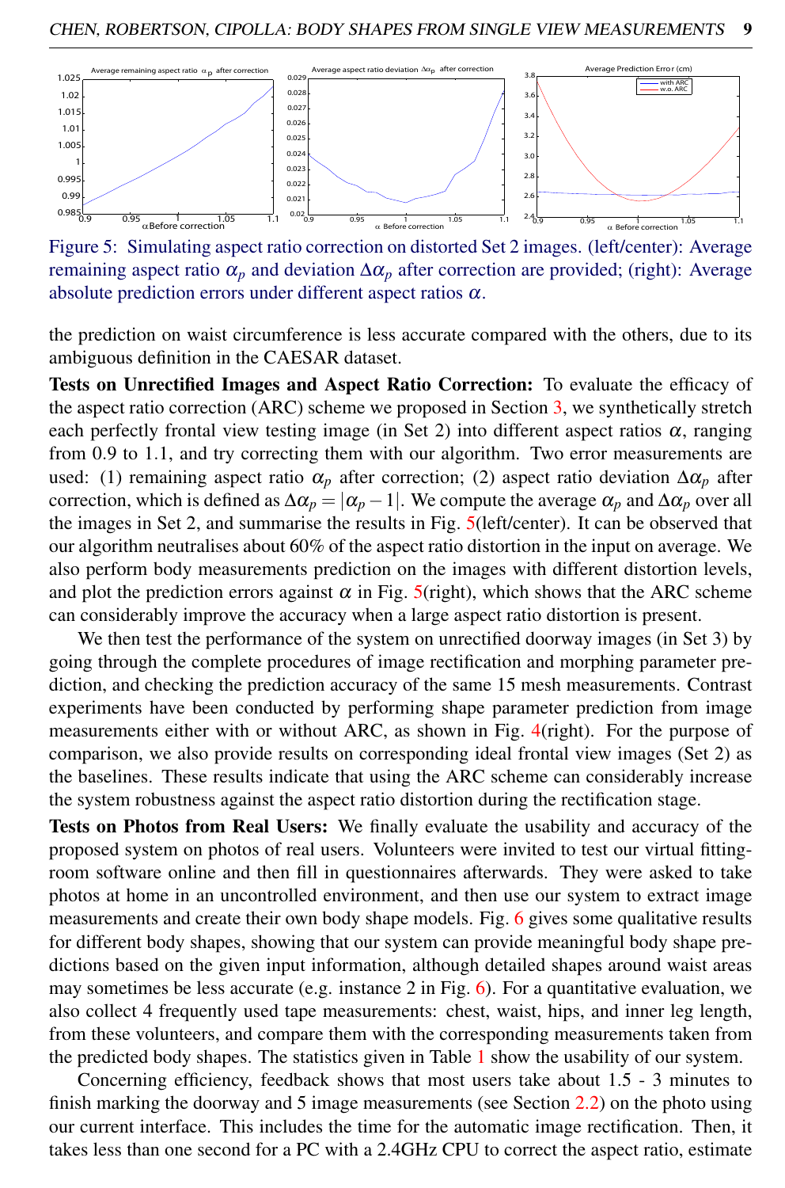Figure 5: Simulating aspect ratio correction on distorted Set 2 images. (left/center): Average remaining aspect ratio $\alpha_p$ and deviation $\Delta\alpha_p$ after correction are provided; (right): Average absolute prediction errors under different aspect ratios $\alpha$.

the prediction on waist circumference is less accurate compared with the others, due to its ambiguous definition in the CAESAR dataset.

**Tests on Unrectified Images and Aspect Ratio Correction:** To evaluate the efficacy of the aspect ratio correction (ARC) scheme we proposed in Section 3, we synthetically stretch each perfectly frontal view testing image (in Set 2) into different aspect ratios $\alpha$, ranging from 0.9 to 1.1, and try correcting them with our algorithm. Two error measurements are used: (1) remaining aspect ratio $\alpha_p$ after correction; (2) aspect ratio deviation $\Delta\alpha_p$ after correction, which is defined as $\Delta\alpha_p = |\alpha_p - 1|$. We compute the average $\alpha_p$ and $\Delta\alpha_p$ over all the images in Set 2, and summarise the results in Fig. 5(left/center). It can be observed that our algorithm neutralises about 60% of the aspect ratio distortion in the input on average. We also perform body measurements prediction on the images with different distortion levels, and plot the prediction errors against $\alpha$ in Fig. 5(right), which shows that the ARC scheme can considerably improve the accuracy when a large aspect ratio distortion is present.

We then test the performance of the system on unrectified doorway images (in Set 3) by going through the complete procedures of image rectification and morphing parameter prediction, and checking the prediction accuracy of the same 15 mesh measurements. Contrast experiments have been conducted by performing shape parameter prediction from image measurements either with or without ARC, as shown in Fig. 4(right). For the purpose of comparison, we also provide results on corresponding ideal frontal view images (Set 2) as the baselines. These results indicate that using the ARC scheme can considerably increase the system robustness against the aspect ratio distortion during the rectification stage.

**Tests on Photos from Real Users:** We finally evaluate the usability and accuracy of the proposed system on photos of real users. Volunteers were invited to test our virtual fitting-room software online and then fill in questionnaires afterwards. They were asked to take photos at home in an uncontrolled environment, and then use our system to extract image measurements and create their own body shape models. Fig. 6 gives some qualitative results for different body shapes, showing that our system can provide meaningful body shape predictions based on the given input information, although detailed shapes around waist areas may sometimes be less accurate (e.g. instance 2 in Fig. 6). For a quantitative evaluation, we also collect 4 frequently used tape measurements: chest, waist, hips, and inner leg length, from these volunteers, and compare them with the corresponding measurements taken from the predicted body shapes. The statistics given in Table 1 show the usability of our system.

Concerning efficiency, feedback shows that most users take about 1.5 - 3 minutes to finish marking the doorway and 5 image measurements (see Section 2.2) on the photo using our current interface. This includes the time for the automatic image rectification. Then, it takes less than one second for a PC with a 2.4GHz CPU to correct the aspect ratio, estimate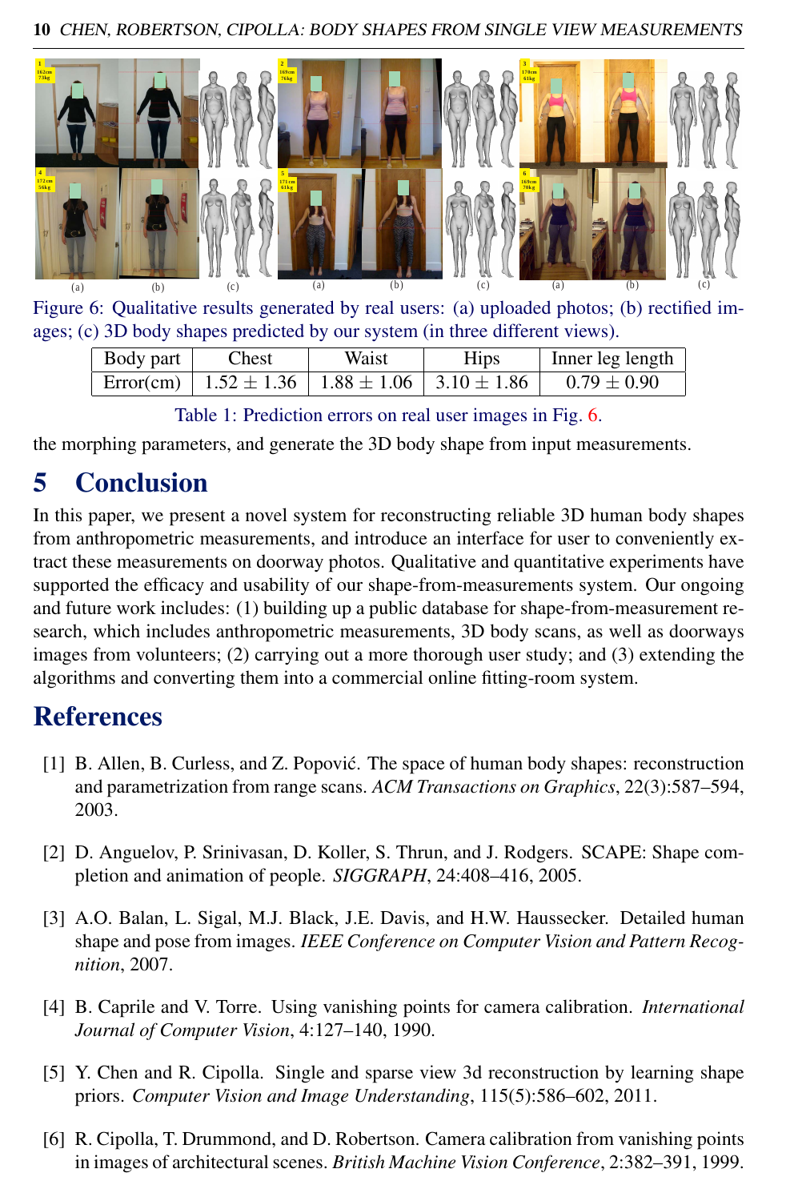Figure 6: Qualitative results generated by real users: (a) uploaded photos; (b) rectified images; (c) 3D body shapes predicted by our system (in three different views).

| Body part | Chest | Waist | Hips | Inner leg length |
| --- | --- | --- | --- | --- |
| Error(cm) | $1.52 \pm 1.36$ | $1.88 \pm 1.06$ | $3.10 \pm 1.86$ | $0.79 \pm 0.90$ |

Table 1: Prediction errors on real user images in Fig. 6.

the morphing parameters, and generate the 3D body shape from input measurements.

# 5 Conclusion

In this paper, we present a novel system for reconstructing reliable 3D human body shapes from anthropometric measurements, and introduce an interface for user to conveniently extract these measurements on doorway photos. Qualitative and quantitative experiments have supported the efficacy and usability of our shape-from-measurements system. Our ongoing and future work includes: (1) building up a public database for shape-from-measurement research, which includes anthropometric measurements, 3D body scans, as well as doorways images from volunteers; (2) carrying out a more thorough user study; and (3) extending the algorithms and converting them into a commercial online fitting-room system.

# References

[1] B. Allen, B. Curless, and Z. Popović. The space of human body shapes: reconstruction and parametrization from range scans. *ACM Transactions on Graphics*, 22(3):587–594, 2003.

[2] D. Anguelov, P. Srinivasan, D. Koller, S. Thrun, and J. Rodgers. SCAPE: Shape completion and animation of people. *SIGGRAPH*, 24:408–416, 2005.

[3] A.O. Balan, L. Sigal, M.J. Black, J.E. Davis, and H.W. Haussecker. Detailed human shape and pose from images. *IEEE Conference on Computer Vision and Pattern Recognition*, 2007.

[4] B. Caprile and V. Torre. Using vanishing points for camera calibration. *International Journal of Computer Vision*, 4:127–140, 1990.

[5] Y. Chen and R. Cipolla. Single and sparse view 3d reconstruction by learning shape priors. *Computer Vision and Image Understanding*, 115(5):586–602, 2011.

[6] R. Cipolla, T. Drummond, and D. Robertson. Camera calibration from vanishing points in images of architectural scenes. *British Machine Vision Conference*, 2:382–391, 1999.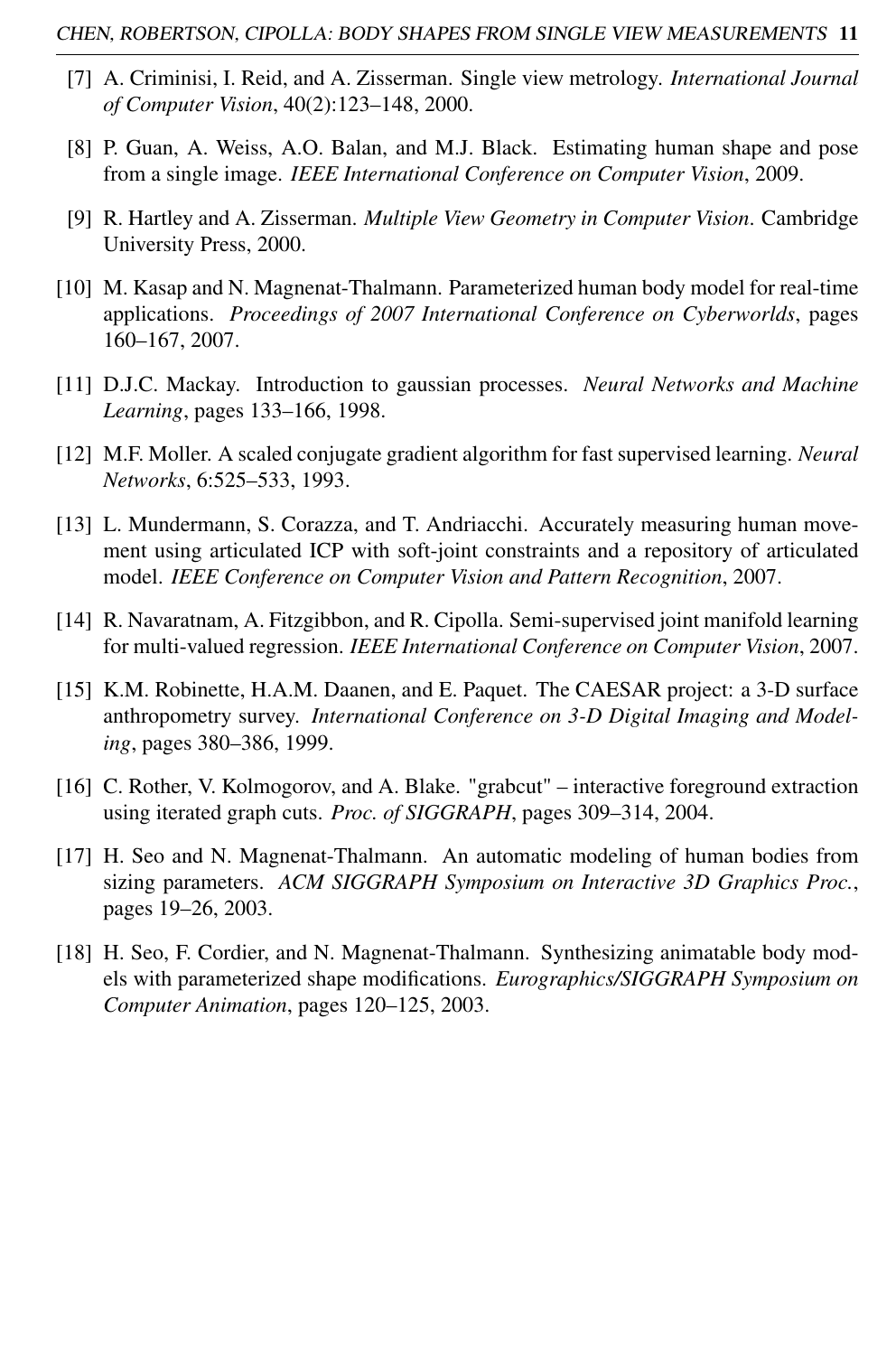[7] A. Criminisi, I. Reid, and A. Zisserman. Single view metrology. *International Journal of Computer Vision*, 40(2):123–148, 2000.

[8] P. Guan, A. Weiss, A.O. Balan, and M.J. Black. Estimating human shape and pose from a single image. *IEEE International Conference on Computer Vision*, 2009.

[9] R. Hartley and A. Zisserman. *Multiple View Geometry in Computer Vision*. Cambridge University Press, 2000.

[10] M. Kasap and N. Magnenat-Thalmann. Parameterized human body model for real-time applications. *Proceedings of 2007 International Conference on Cyberworlds*, pages 160–167, 2007.

[11] D.J.C. Mackay. Introduction to gaussian processes. *Neural Networks and Machine Learning*, pages 133–166, 1998.

[12] M.F. Moller. A scaled conjugate gradient algorithm for fast supervised learning. *Neural Networks*, 6:525–533, 1993.

[13] L. Mundermann, S. Corazza, and T. Andriacchi. Accurately measuring human movement using articulated ICP with soft-joint constraints and a repository of articulated model. *IEEE Conference on Computer Vision and Pattern Recognition*, 2007.

[14] R. Navaratnam, A. Fitzgibbon, and R. Cipolla. Semi-supervised joint manifold learning for multi-valued regression. *IEEE International Conference on Computer Vision*, 2007.

[15] K.M. Robinette, H.A.M. Daanen, and E. Paquet. The CAESAR project: a 3-D surface anthropometry survey. *International Conference on 3-D Digital Imaging and Modeling*, pages 380–386, 1999.

[16] C. Rother, V. Kolmogorov, and A. Blake. "grabcut" – interactive foreground extraction using iterated graph cuts. *Proc. of SIGGRAPH*, pages 309–314, 2004.

[17] H. Seo and N. Magnenat-Thalmann. An automatic modeling of human bodies from sizing parameters. *ACM SIGGRAPH Symposium on Interactive 3D Graphics Proc.*, pages 19–26, 2003.

[18] H. Seo, F. Cordier, and N. Magnenat-Thalmann. Synthesizing animatable body models with parameterized shape modifications. *Eurographics/SIGGRAPH Symposium on Computer Animation*, pages 120–125, 2003.